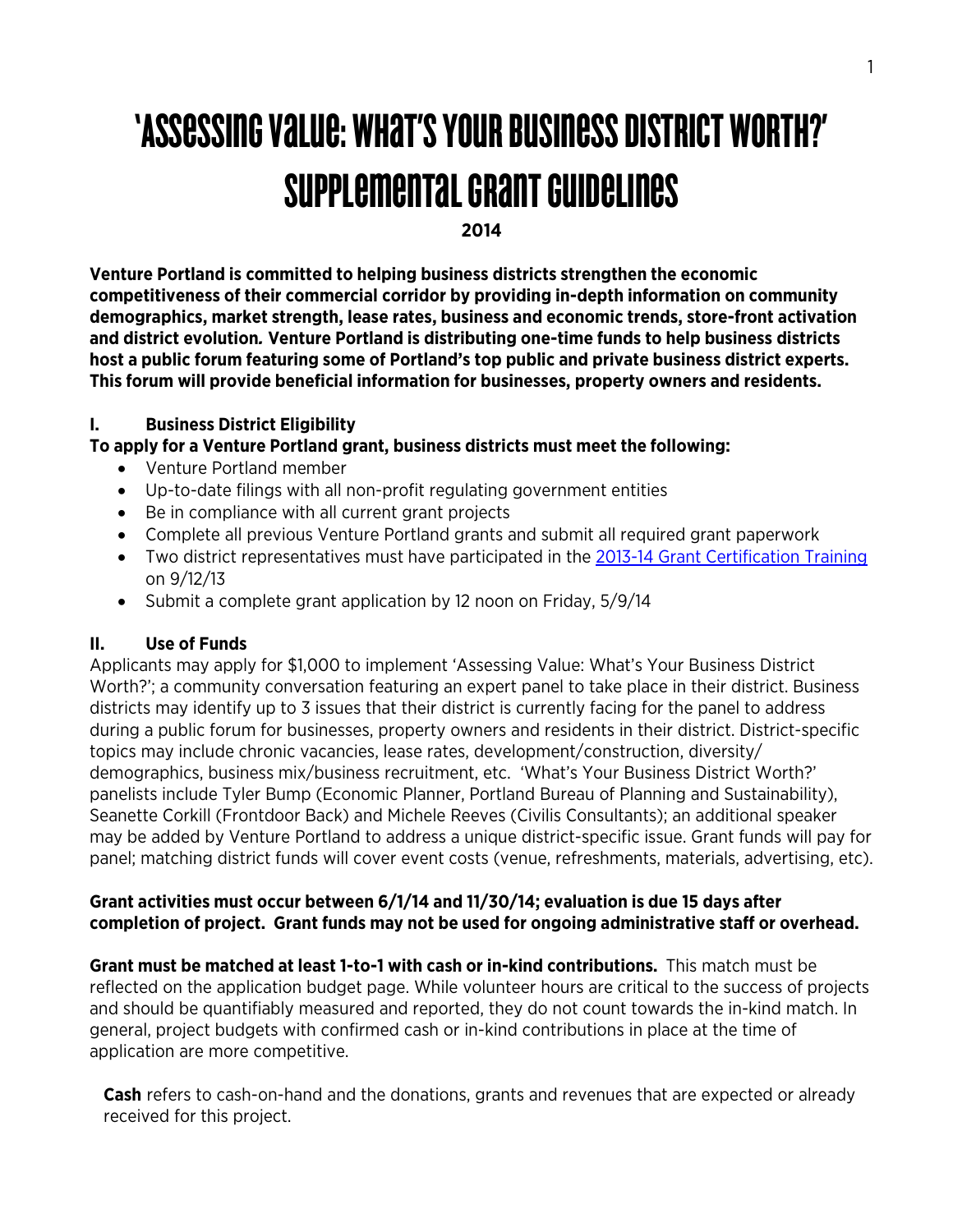# 'Assessing Value: What's Your Business District Worth?' Supplemental Grant Guidelines

**2014**

**Venture Portland is committed to helping business districts strengthen the economic competitiveness of their commercial corridor by providing in-depth information on community demographics, market strength, lease rates, business and economic trends, store-front activation and district evolution. Venture Portland is distributing one-time funds to help business districts host a public forum featuring some of Portland's top public and private business district experts. This forum will provide beneficial information for businesses, property owners and residents.**

## I. Business District Eligibility

**To apply for a Venture Portland grant, business districts must meet the following:**

- Venture Portland member
- Up-to-date filings with all non-profit regulating government entities
- Be in compliance with all current grant projects
- Complete all previous Venture Portland grants and submit all required grant paperwork
- Two district representatives must have participated in the 2013-14 Grant Certification Training on 9/12/13
- Submit a complete grant application by 12 noon on Friday, 5/9/14

## II. Use of Funds

Applicants may apply for $1,000 to implement 'Assessing Value: What's Your Business District Worth?'; a community conversation featuring an expert panel to take place in their district. Business districts may identify up to 3 issues that their district is currently facing for the panel to address during a public forum for businesses, property owners and residents in their district. District-specific topics may include chronic vacancies, lease rates, development/construction, diversity/ demographics, business mix/business recruitment, etc. 'What's Your Business District Worth?' panelists include Tyler Bump (Economic Planner, Portland Bureau of Planning and Sustainability), Seanette Corkill (Frontdoor Back) and Michele Reeves (Civilis Consultants); an additional speaker may be added by Venture Portland to address a unique district-specific issue. Grant funds will pay for panel; matching district funds will cover event costs (venue, refreshments, materials, advertising, etc).

**Grant activities must occur between 6/1/14 and 11/30/14; evaluation is due 15 days after completion of project. Grant funds may not be used for ongoing administrative staff or overhead.**

**Grant must be matched at least 1-to-1 with cash or in-kind contributions.** This match must be reflected on the application budget page. While volunteer hours are critical to the success of projects and should be quantifiably measured and reported, they do not count towards the in-kind match. In general, project budgets with confirmed cash or in-kind contributions in place at the time of application are more competitive.

**Cash** refers to cash-on-hand and the donations, grants and revenues that are expected or already received for this project.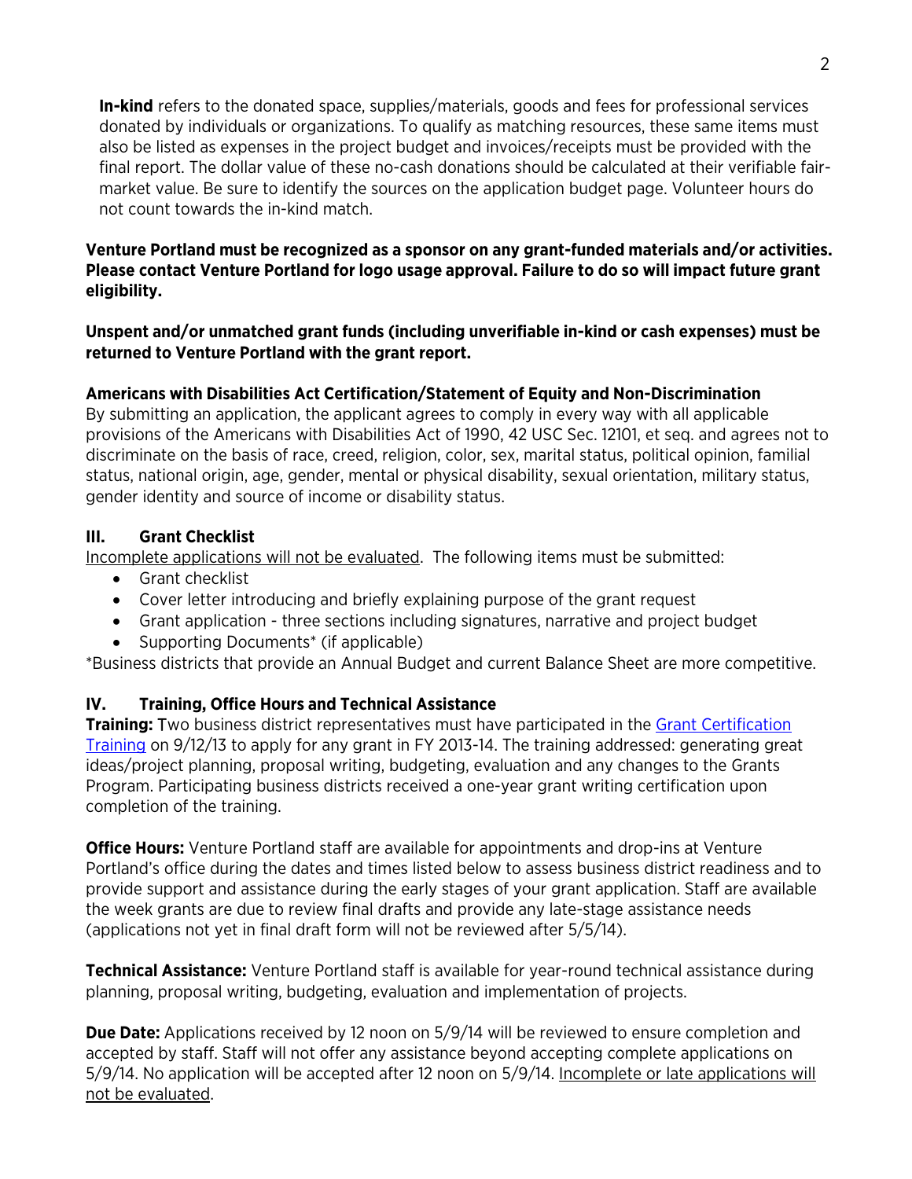**In-kind** refers to the donated space, supplies/materials, goods and fees for professional services donated by individuals or organizations. To qualify as matching resources, these same items must also be listed as expenses in the project budget and invoices/receipts must be provided with the final report. The dollar value of these no-cash donations should be calculated at their verifiable fair-market value. Be sure to identify the sources on the application budget page. Volunteer hours do not count towards the in-kind match.

**Venture Portland must be recognized as a sponsor on any grant-funded materials and/or activities. Please contact Venture Portland for logo usage approval. Failure to do so will impact future grant eligibility.**

**Unspent and/or unmatched grant funds (including unverifiable in-kind or cash expenses) must be returned to Venture Portland with the grant report.**

**Americans with Disabilities Act Certification/Statement of Equity and Non-Discrimination**
By submitting an application, the applicant agrees to comply in every way with all applicable provisions of the Americans with Disabilities Act of 1990, 42 USC Sec. 12101, et seq. and agrees not to discriminate on the basis of race, creed, religion, color, sex, marital status, political opinion, familial status, national origin, age, gender, mental or physical disability, sexual orientation, military status, gender identity and source of income or disability status.

## III. Grant Checklist

Incomplete applications will not be evaluated. The following items must be submitted:

- Grant checklist
- Cover letter introducing and briefly explaining purpose of the grant request
- Grant application - three sections including signatures, narrative and project budget
- Supporting Documents* (if applicable)

*Business districts that provide an Annual Budget and current Balance Sheet are more competitive.

## IV. Training, Office Hours and Technical Assistance

**Training:** Two business district representatives must have participated in the Grant Certification Training on 9/12/13 to apply for any grant in FY 2013-14. The training addressed: generating great ideas/project planning, proposal writing, budgeting, evaluation and any changes to the Grants Program. Participating business districts received a one-year grant writing certification upon completion of the training.

**Office Hours:** Venture Portland staff are available for appointments and drop-ins at Venture Portland's office during the dates and times listed below to assess business district readiness and to provide support and assistance during the early stages of your grant application. Staff are available the week grants are due to review final drafts and provide any late-stage assistance needs (applications not yet in final draft form will not be reviewed after 5/5/14).

**Technical Assistance:** Venture Portland staff is available for year-round technical assistance during planning, proposal writing, budgeting, evaluation and implementation of projects.

**Due Date:** Applications received by 12 noon on 5/9/14 will be reviewed to ensure completion and accepted by staff. Staff will not offer any assistance beyond accepting complete applications on 5/9/14. No application will be accepted after 12 noon on 5/9/14. Incomplete or late applications will not be evaluated.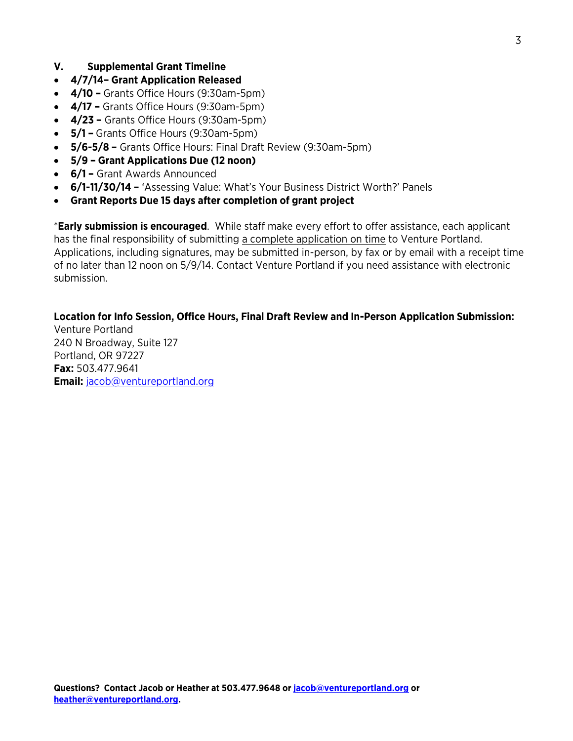## V. Supplemental Grant Timeline

- **4/7/14– Grant Application Released**
- **4/10 –** Grants Office Hours (9:30am-5pm)
- **4/17 –** Grants Office Hours (9:30am-5pm)
- **4/23 –** Grants Office Hours (9:30am-5pm)
- **5/1 –** Grants Office Hours (9:30am-5pm)
- **5/6-5/8 –** Grants Office Hours: Final Draft Review (9:30am-5pm)
- **5/9 – Grant Applications Due (12 noon)**
- **6/1 –** Grant Awards Announced
- **6/1-11/30/14 –** 'Assessing Value: What's Your Business District Worth?' Panels
- **Grant Reports Due 15 days after completion of grant project**

\***Early submission is encouraged**. While staff make every effort to offer assistance, each applicant has the final responsibility of submitting a complete application on time to Venture Portland. Applications, including signatures, may be submitted in-person, by fax or by email with a receipt time of no later than 12 noon on 5/9/14. Contact Venture Portland if you need assistance with electronic submission.

**Location for Info Session, Office Hours, Final Draft Review and In-Person Application Submission:**
Venture Portland
240 N Broadway, Suite 127
Portland, OR 97227
**Fax:** 503.477.9641
**Email:** jacob@ventureportland.org

**Questions? Contact Jacob or Heather at 503.477.9648 or jacob@ventureportland.org or heather@ventureportland.org.**